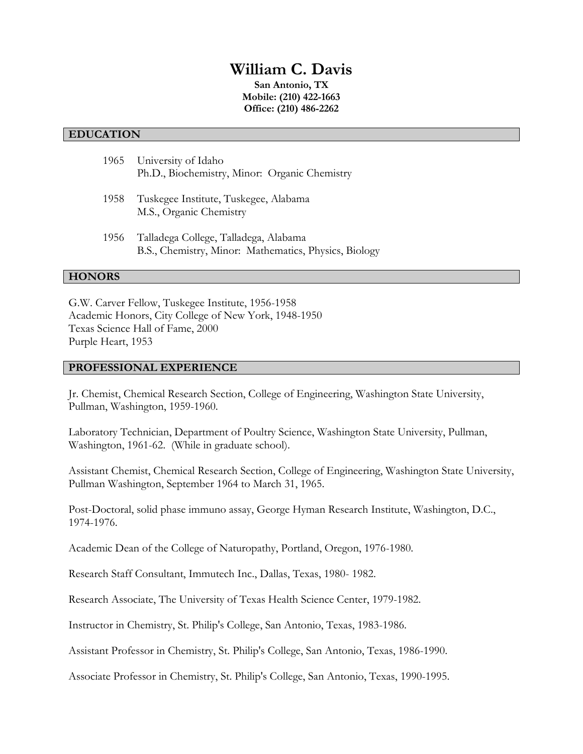# William C. Davis

**San Antonio, TX**
**Mobile: (210) 422-1663**
**Office: (210) 486-2262**

## EDUCATION

1965 University of Idaho
Ph.D., Biochemistry, Minor: Organic Chemistry

1958 Tuskegee Institute, Tuskegee, Alabama
M.S., Organic Chemistry

1956 Talladega College, Talladega, Alabama
B.S., Chemistry, Minor: Mathematics, Physics, Biology

## HONORS

G.W. Carver Fellow, Tuskegee Institute, 1956-1958
Academic Honors, City College of New York, 1948-1950
Texas Science Hall of Fame, 2000
Purple Heart, 1953

## PROFESSIONAL EXPERIENCE

Jr. Chemist, Chemical Research Section, College of Engineering, Washington State University, Pullman, Washington, 1959-1960.

Laboratory Technician, Department of Poultry Science, Washington State University, Pullman, Washington, 1961-62. (While in graduate school).

Assistant Chemist, Chemical Research Section, College of Engineering, Washington State University, Pullman Washington, September 1964 to March 31, 1965.

Post-Doctoral, solid phase immuno assay, George Hyman Research Institute, Washington, D.C., 1974-1976.

Academic Dean of the College of Naturopathy, Portland, Oregon, 1976-1980.

Research Staff Consultant, Immutech Inc., Dallas, Texas, 1980- 1982.

Research Associate, The University of Texas Health Science Center, 1979-1982.

Instructor in Chemistry, St. Philip's College, San Antonio, Texas, 1983-1986.

Assistant Professor in Chemistry, St. Philip's College, San Antonio, Texas, 1986-1990.

Associate Professor in Chemistry, St. Philip's College, San Antonio, Texas, 1990-1995.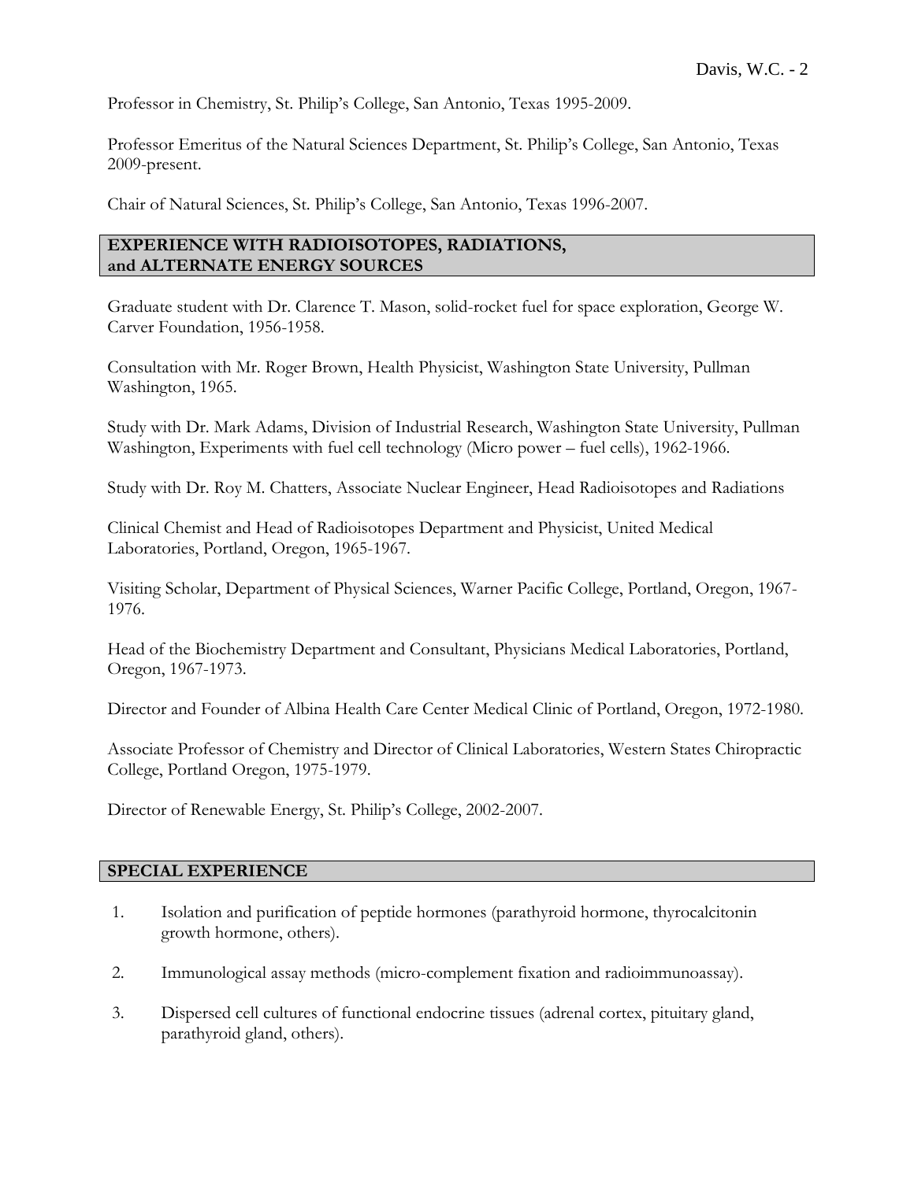Professor in Chemistry, St. Philip's College, San Antonio, Texas 1995-2009.

Professor Emeritus of the Natural Sciences Department, St. Philip's College, San Antonio, Texas 2009-present.

Chair of Natural Sciences, St. Philip's College, San Antonio, Texas 1996-2007.

## EXPERIENCE WITH RADIOISOTOPES, RADIATIONS, and ALTERNATE ENERGY SOURCES

Graduate student with Dr. Clarence T. Mason, solid-rocket fuel for space exploration, George W. Carver Foundation, 1956-1958.

Consultation with Mr. Roger Brown, Health Physicist, Washington State University, Pullman Washington, 1965.

Study with Dr. Mark Adams, Division of Industrial Research, Washington State University, Pullman Washington, Experiments with fuel cell technology (Micro power – fuel cells), 1962-1966.

Study with Dr. Roy M. Chatters, Associate Nuclear Engineer, Head Radioisotopes and Radiations

Clinical Chemist and Head of Radioisotopes Department and Physicist, United Medical Laboratories, Portland, Oregon, 1965-1967.

Visiting Scholar, Department of Physical Sciences, Warner Pacific College, Portland, Oregon, 1967-1976.

Head of the Biochemistry Department and Consultant, Physicians Medical Laboratories, Portland, Oregon, 1967-1973.

Director and Founder of Albina Health Care Center Medical Clinic of Portland, Oregon, 1972-1980.

Associate Professor of Chemistry and Director of Clinical Laboratories, Western States Chiropractic College, Portland Oregon, 1975-1979.

Director of Renewable Energy, St. Philip's College, 2002-2007.

## SPECIAL EXPERIENCE

1. Isolation and purification of peptide hormones (parathyroid hormone, thyrocalcitonin growth hormone, others).
2. Immunological assay methods (micro-complement fixation and radioimmunoassay).
3. Dispersed cell cultures of functional endocrine tissues (adrenal cortex, pituitary gland, parathyroid gland, others).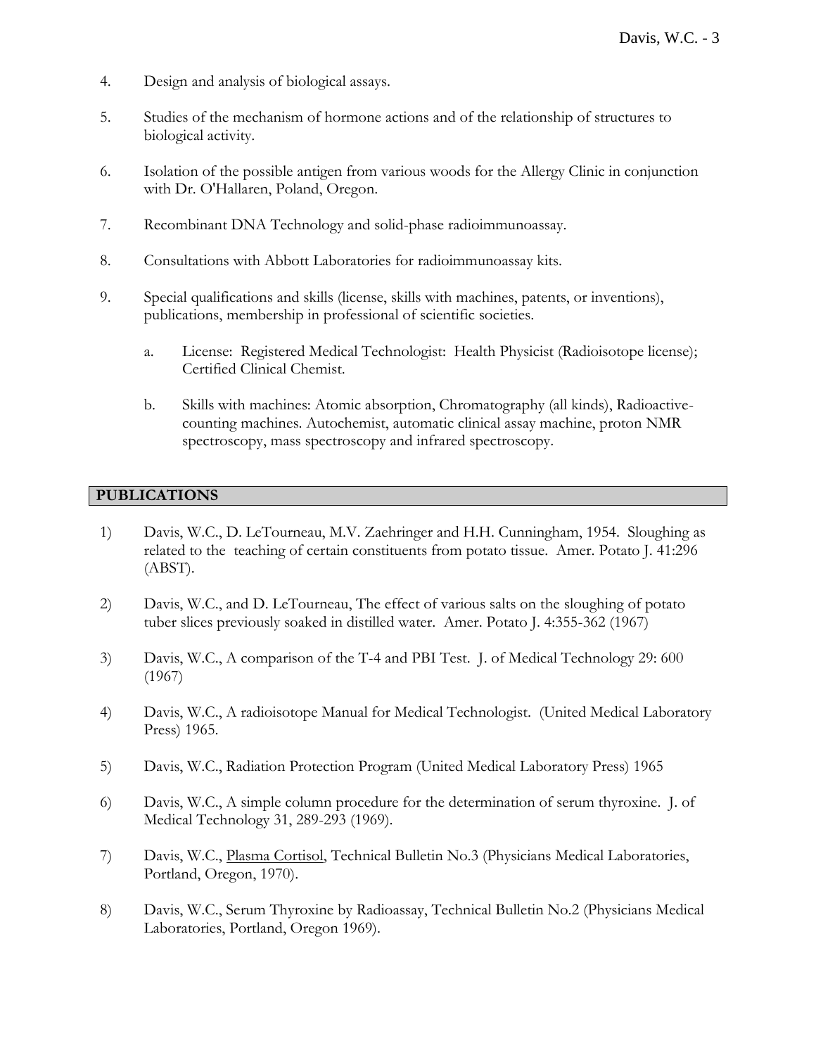4. Design and analysis of biological assays.

5. Studies of the mechanism of hormone actions and of the relationship of structures to biological activity.

6. Isolation of the possible antigen from various woods for the Allergy Clinic in conjunction with Dr. O'Hallaren, Poland, Oregon.

7. Recombinant DNA Technology and solid-phase radioimmunoassay.

8. Consultations with Abbott Laboratories for radioimmunoassay kits.

9. Special qualifications and skills (license, skills with machines, patents, or inventions), publications, membership in professional of scientific societies.

   a. License: Registered Medical Technologist: Health Physicist (Radioisotope license); Certified Clinical Chemist.

   b. Skills with machines: Atomic absorption, Chromatography (all kinds), Radioactive-counting machines. Autochemist, automatic clinical assay machine, proton NMR spectroscopy, mass spectroscopy and infrared spectroscopy.

## PUBLICATIONS

1) Davis, W.C., D. LeTourneau, M.V. Zaehringer and H.H. Cunningham, 1954. Sloughing as related to the teaching of certain constituents from potato tissue. Amer. Potato J. 41:296 (ABST).

2) Davis, W.C., and D. LeTourneau, The effect of various salts on the sloughing of potato tuber slices previously soaked in distilled water. Amer. Potato J. 4:355-362 (1967)

3) Davis, W.C., A comparison of the T-4 and PBI Test. J. of Medical Technology 29: 600 (1967)

4) Davis, W.C., A radioisotope Manual for Medical Technologist. (United Medical Laboratory Press) 1965.

5) Davis, W.C., Radiation Protection Program (United Medical Laboratory Press) 1965

6) Davis, W.C., A simple column procedure for the determination of serum thyroxine. J. of Medical Technology 31, 289-293 (1969).

7) Davis, W.C., Plasma Cortisol, Technical Bulletin No.3 (Physicians Medical Laboratories, Portland, Oregon, 1970).

8) Davis, W.C., Serum Thyroxine by Radioassay, Technical Bulletin No.2 (Physicians Medical Laboratories, Portland, Oregon 1969).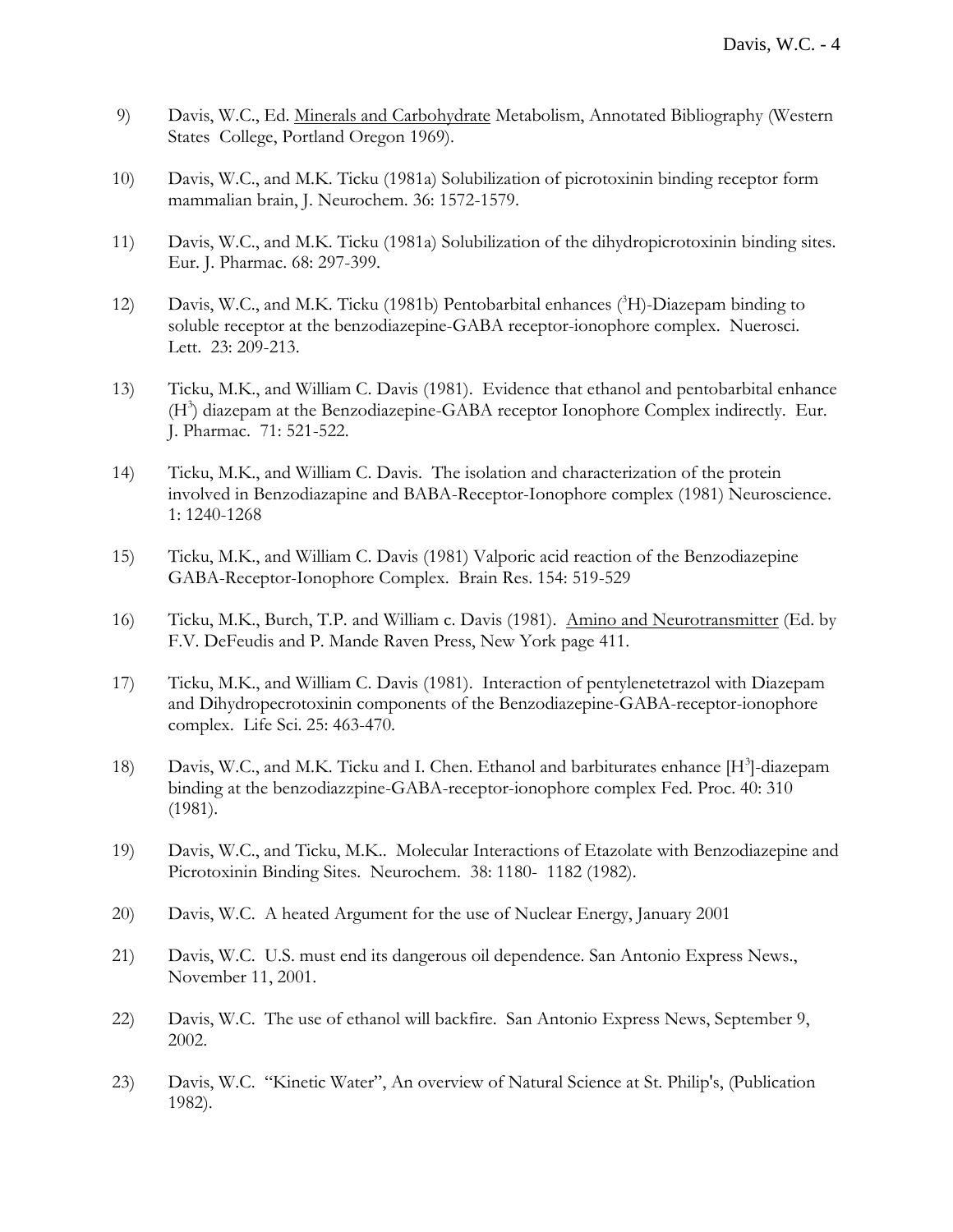9) Davis, W.C., Ed. Minerals and Carbohydrate Metabolism, Annotated Bibliography (Western States College, Portland Oregon 1969).

10) Davis, W.C., and M.K. Ticku (1981a) Solubilization of picrotoxinin binding receptor form mammalian brain, J. Neurochem. 36: 1572-1579.

11) Davis, W.C., and M.K. Ticku (1981a) Solubilization of the dihydropicrotoxinin binding sites. Eur. J. Pharmac. 68: 297-399.

12) Davis, W.C., and M.K. Ticku (1981b) Pentobarbital enhances ($^3$H)-Diazepam binding to soluble receptor at the benzodiazepine-GABA receptor-ionophore complex. Nuerosci. Lett. 23: 209-213.

13) Ticku, M.K., and William C. Davis (1981). Evidence that ethanol and pentobarbital enhance ($H^3$) diazepam at the Benzodiazepine-GABA receptor Ionophore Complex indirectly. Eur. J. Pharmac. 71: 521-522.

14) Ticku, M.K., and William C. Davis. The isolation and characterization of the protein involved in Benzodiazapine and BABA-Receptor-Ionophore complex (1981) Neuroscience. 1: 1240-1268

15) Ticku, M.K., and William C. Davis (1981) Valporic acid reaction of the Benzodiazepine GABA-Receptor-Ionophore Complex. Brain Res. 154: 519-529

16) Ticku, M.K., Burch, T.P. and William c. Davis (1981). Amino and Neurotransmitter (Ed. by F.V. DeFeudis and P. Mande Raven Press, New York page 411.

17) Ticku, M.K., and William C. Davis (1981). Interaction of pentylenetetrazol with Diazepam and Dihydropecrotoxinin components of the Benzodiazepine-GABA-receptor-ionophore complex. Life Sci. 25: 463-470.

18) Davis, W.C., and M.K. Ticku and I. Chen. Ethanol and barbiturates enhance [$H^3$]-diazepam binding at the benzodiazzpine-GABA-receptor-ionophore complex Fed. Proc. 40: 310 (1981).

19) Davis, W.C., and Ticku, M.K.. Molecular Interactions of Etazolate with Benzodiazepine and Picrotoxinin Binding Sites. Neurochem. 38: 1180- 1182 (1982).

20) Davis, W.C. A heated Argument for the use of Nuclear Energy, January 2001

21) Davis, W.C. U.S. must end its dangerous oil dependence. San Antonio Express News., November 11, 2001.

22) Davis, W.C. The use of ethanol will backfire. San Antonio Express News, September 9, 2002.

23) Davis, W.C. "Kinetic Water", An overview of Natural Science at St. Philip's, (Publication 1982).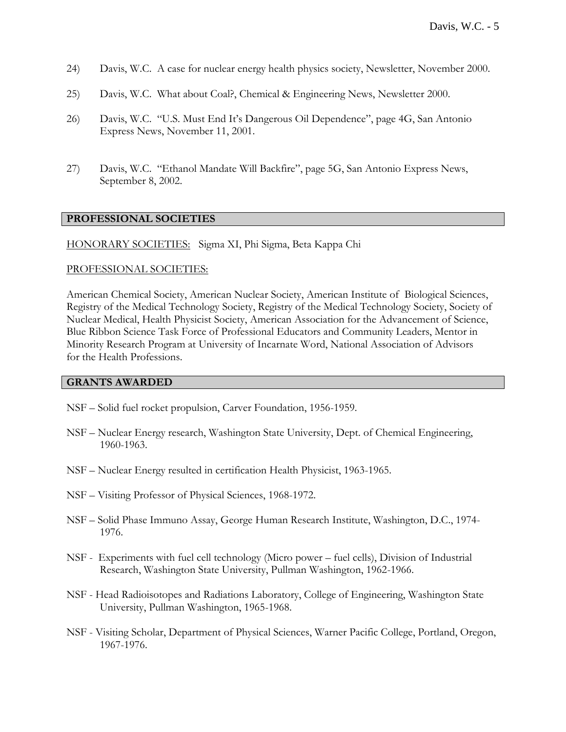24) Davis, W.C. A case for nuclear energy health physics society, Newsletter, November 2000.

25) Davis, W.C. What about Coal?, Chemical & Engineering News, Newsletter 2000.

26) Davis, W.C. "U.S. Must End It's Dangerous Oil Dependence", page 4G, San Antonio Express News, November 11, 2001.

27) Davis, W.C. "Ethanol Mandate Will Backfire", page 5G, San Antonio Express News, September 8, 2002.

## PROFESSIONAL SOCIETIES

HONORARY SOCIETIES: Sigma XI, Phi Sigma, Beta Kappa Chi

PROFESSIONAL SOCIETIES:

American Chemical Society, American Nuclear Society, American Institute of Biological Sciences, Registry of the Medical Technology Society, Registry of the Medical Technology Society, Society of Nuclear Medical, Health Physicist Society, American Association for the Advancement of Science, Blue Ribbon Science Task Force of Professional Educators and Community Leaders, Mentor in Minority Research Program at University of Incarnate Word, National Association of Advisors for the Health Professions.

## GRANTS AWARDED

NSF – Solid fuel rocket propulsion, Carver Foundation, 1956-1959.

NSF – Nuclear Energy research, Washington State University, Dept. of Chemical Engineering, 1960-1963.

NSF – Nuclear Energy resulted in certification Health Physicist, 1963-1965.

NSF – Visiting Professor of Physical Sciences, 1968-1972.

NSF – Solid Phase Immuno Assay, George Human Research Institute, Washington, D.C., 1974-1976.

NSF - Experiments with fuel cell technology (Micro power – fuel cells), Division of Industrial Research, Washington State University, Pullman Washington, 1962-1966.

NSF - Head Radioisotopes and Radiations Laboratory, College of Engineering, Washington State University, Pullman Washington, 1965-1968.

NSF - Visiting Scholar, Department of Physical Sciences, Warner Pacific College, Portland, Oregon, 1967-1976.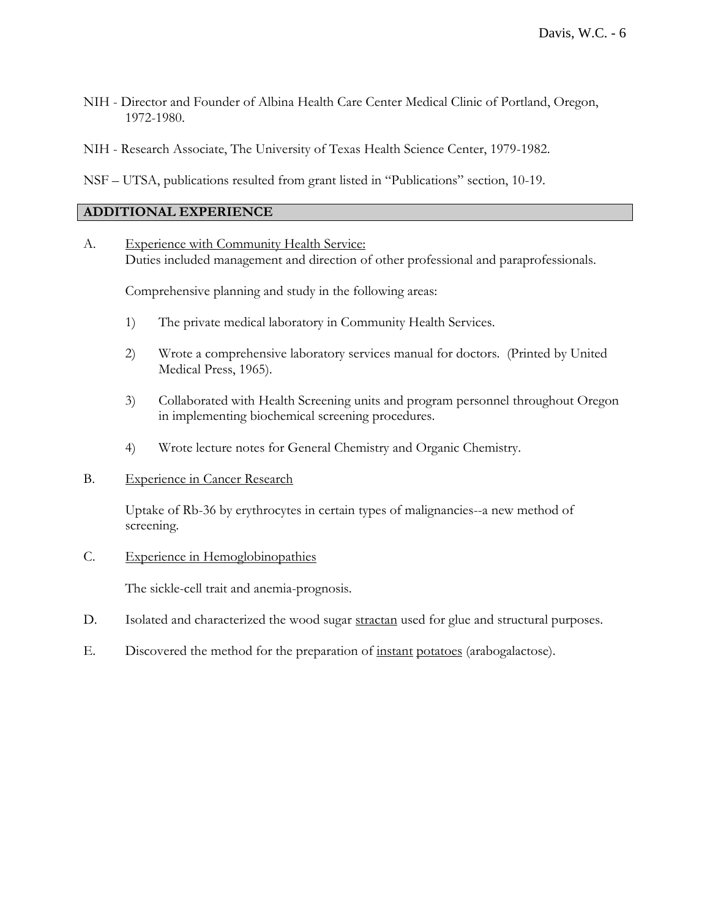NIH - Director and Founder of Albina Health Care Center Medical Clinic of Portland, Oregon, 1972-1980.

NIH - Research Associate, The University of Texas Health Science Center, 1979-1982.

NSF – UTSA, publications resulted from grant listed in "Publications" section, 10-19.

## ADDITIONAL EXPERIENCE

A. <u>Experience with Community Health Service:</u>
Duties included management and direction of other professional and paraprofessionals.

Comprehensive planning and study in the following areas:

1) The private medical laboratory in Community Health Services.

2) Wrote a comprehensive laboratory services manual for doctors. (Printed by United Medical Press, 1965).

3) Collaborated with Health Screening units and program personnel throughout Oregon in implementing biochemical screening procedures.

4) Wrote lecture notes for General Chemistry and Organic Chemistry.

B. <u>Experience in Cancer Research</u>

Uptake of Rb-36 by erythrocytes in certain types of malignancies--a new method of screening.

C. <u>Experience in Hemoglobinopathies</u>

The sickle-cell trait and anemia-prognosis.

D. Isolated and characterized the wood sugar <u>stractan</u> used for glue and structural purposes.

E. Discovered the method for the preparation of <u>instant</u> <u>potatoes</u> (arabogalactose).